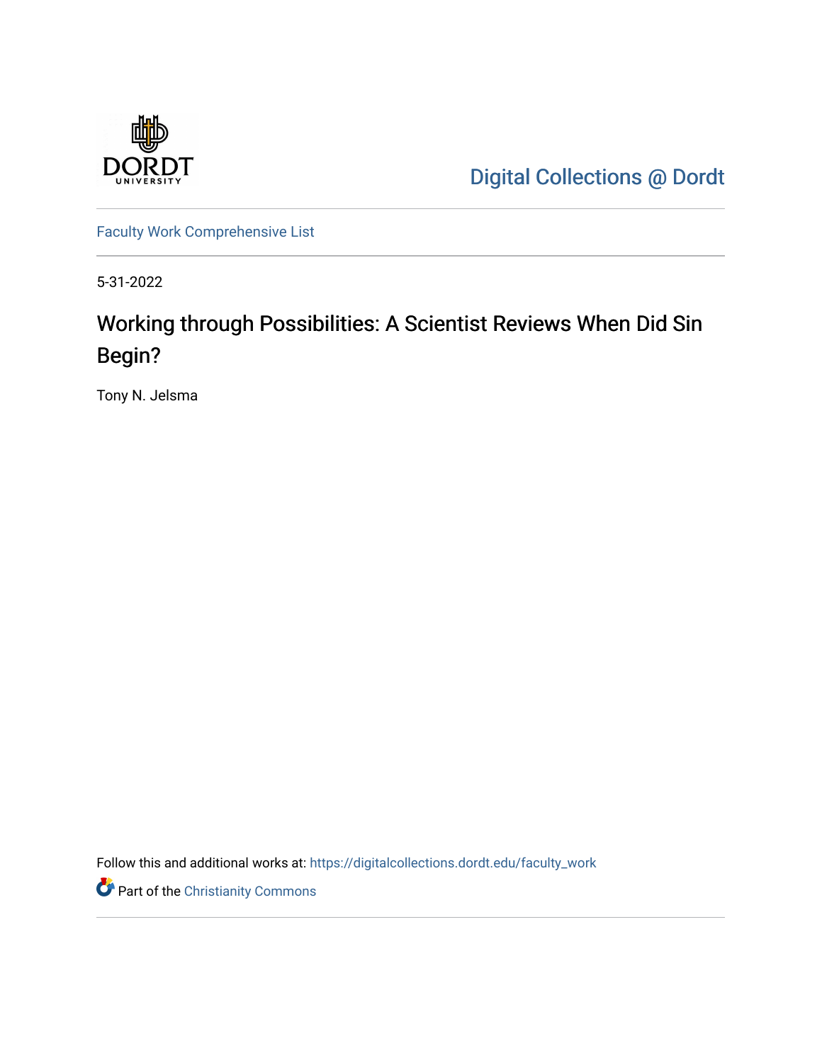Digital Collections @ Dordt

Faculty Work Comprehensive List

5-31-2022

# Working through Possibilities: A Scientist Reviews When Did Sin Begin?

Tony N. Jelsma

Follow this and additional works at: https://digitalcollections.dordt.edu/faculty_work

Part of the Christianity Commons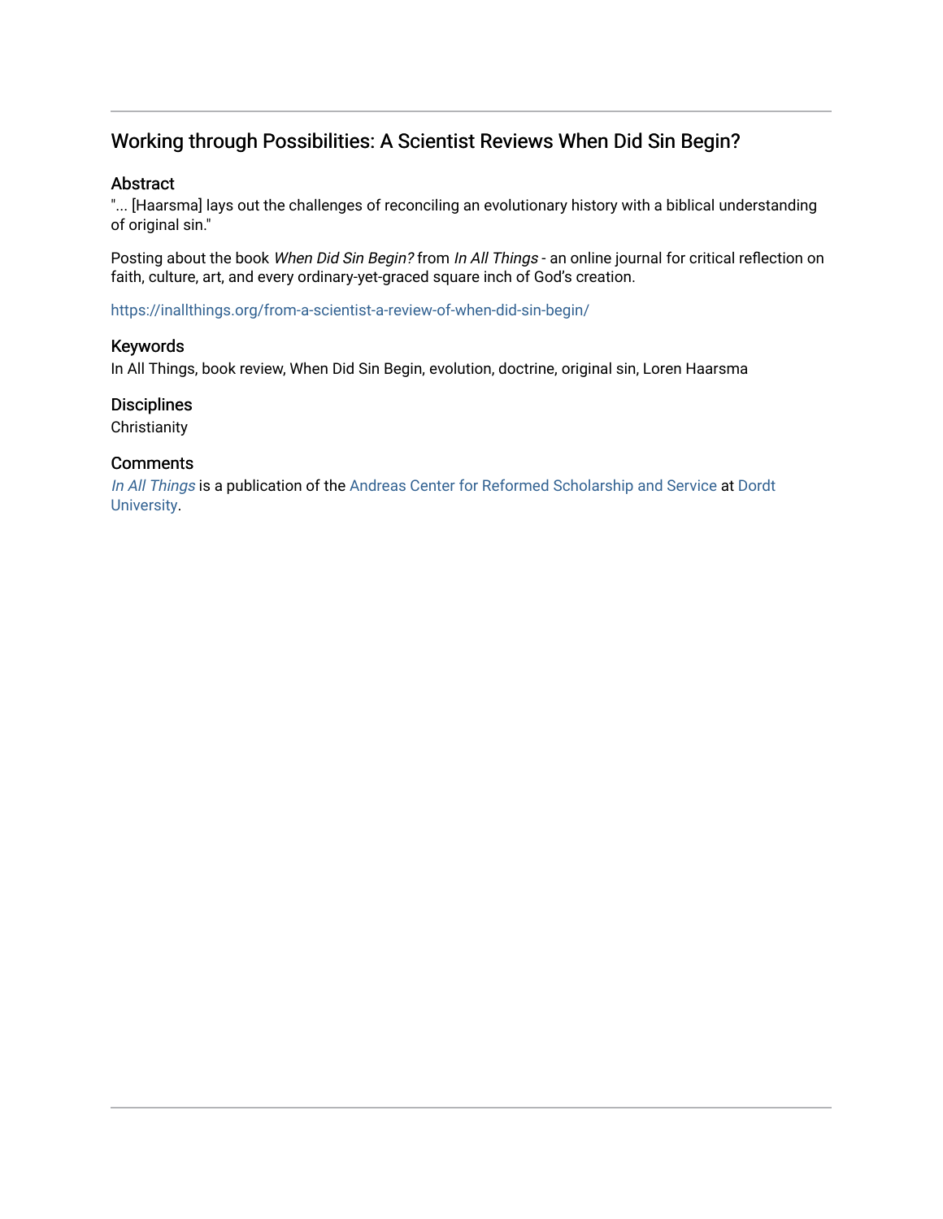## Working through Possibilities: A Scientist Reviews When Did Sin Begin?

### Abstract

"... [Haarsma] lays out the challenges of reconciling an evolutionary history with a biblical understanding of original sin."

Posting about the book *When Did Sin Begin?* from *In All Things* - an online journal for critical reflection on faith, culture, art, and every ordinary-yet-graced square inch of God's creation.

https://inallthings.org/from-a-scientist-a-review-of-when-did-sin-begin/

### Keywords

In All Things, book review, When Did Sin Begin, evolution, doctrine, original sin, Loren Haarsma

### Disciplines

Christianity

### Comments

*In All Things* is a publication of the Andreas Center for Reformed Scholarship and Service at Dordt University.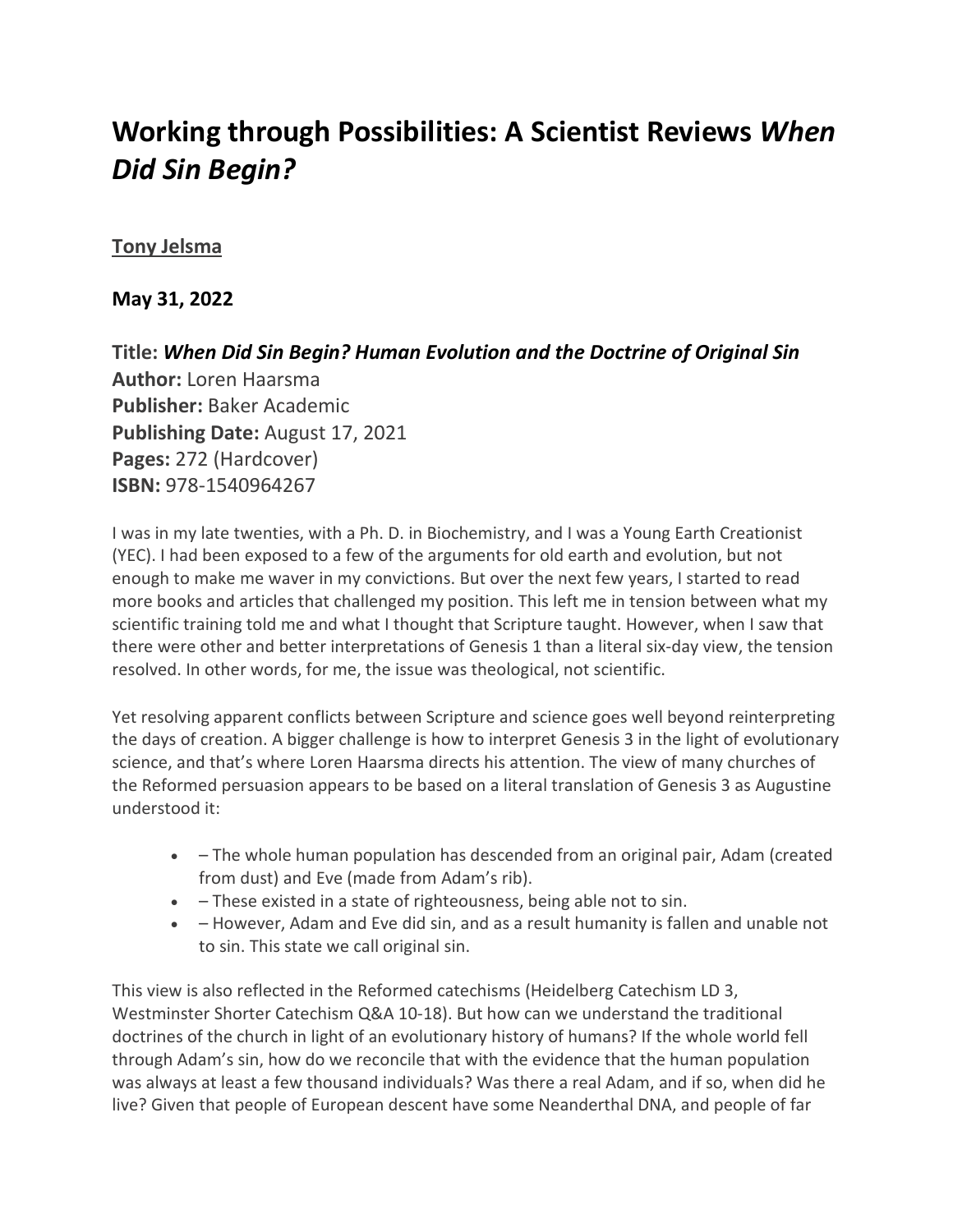# Working through Possibilities: A Scientist Reviews *When Did Sin Begin?*

**Tony Jelsma**

**May 31, 2022**

**Title:** ***When Did Sin Begin? Human Evolution and the Doctrine of Original Sin***
**Author:** Loren Haarsma
**Publisher:** Baker Academic
**Publishing Date:** August 17, 2021
**Pages:** 272 (Hardcover)
**ISBN:** 978-1540964267

I was in my late twenties, with a Ph. D. in Biochemistry, and I was a Young Earth Creationist (YEC). I had been exposed to a few of the arguments for old earth and evolution, but not enough to make me waver in my convictions. But over the next few years, I started to read more books and articles that challenged my position. This left me in tension between what my scientific training told me and what I thought that Scripture taught. However, when I saw that there were other and better interpretations of Genesis 1 than a literal six-day view, the tension resolved. In other words, for me, the issue was theological, not scientific.

Yet resolving apparent conflicts between Scripture and science goes well beyond reinterpreting the days of creation. A bigger challenge is how to interpret Genesis 3 in the light of evolutionary science, and that's where Loren Haarsma directs his attention. The view of many churches of the Reformed persuasion appears to be based on a literal translation of Genesis 3 as Augustine understood it:

- – The whole human population has descended from an original pair, Adam (created from dust) and Eve (made from Adam's rib).
- – These existed in a state of righteousness, being able not to sin.
- – However, Adam and Eve did sin, and as a result humanity is fallen and unable not to sin. This state we call original sin.

This view is also reflected in the Reformed catechisms (Heidelberg Catechism LD 3, Westminster Shorter Catechism Q&A 10-18). But how can we understand the traditional doctrines of the church in light of an evolutionary history of humans? If the whole world fell through Adam's sin, how do we reconcile that with the evidence that the human population was always at least a few thousand individuals? Was there a real Adam, and if so, when did he live? Given that people of European descent have some Neanderthal DNA, and people of far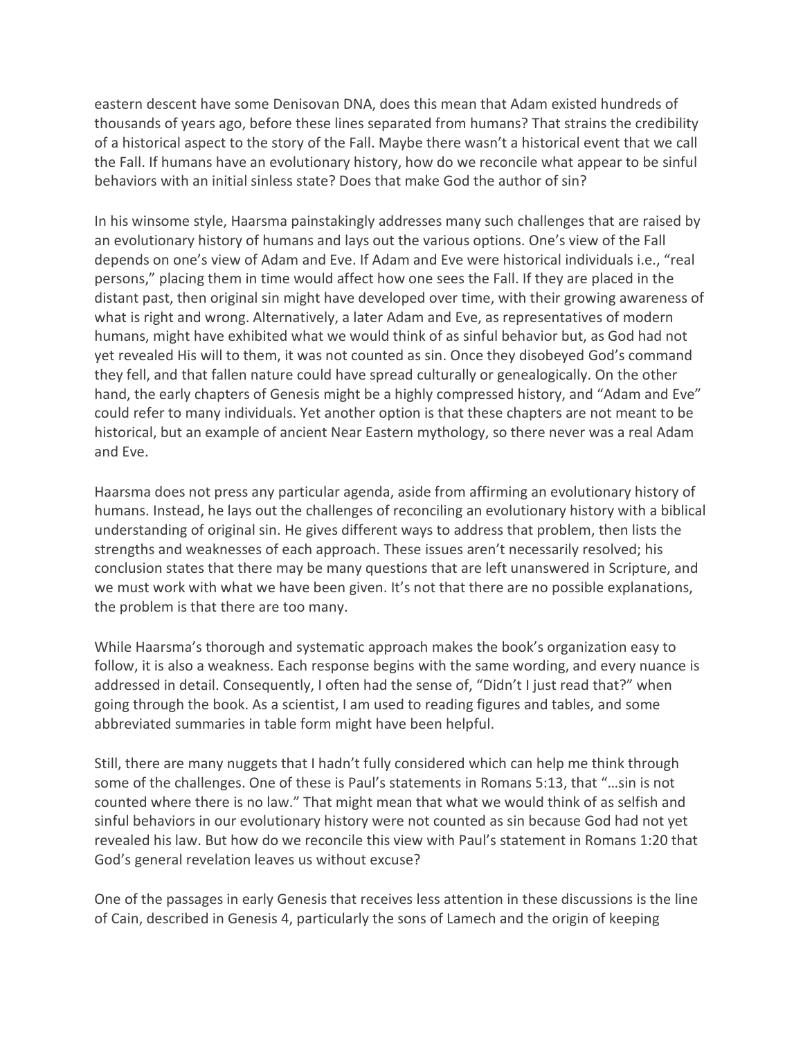eastern descent have some Denisovan DNA, does this mean that Adam existed hundreds of thousands of years ago, before these lines separated from humans? That strains the credibility of a historical aspect to the story of the Fall. Maybe there wasn't a historical event that we call the Fall. If humans have an evolutionary history, how do we reconcile what appear to be sinful behaviors with an initial sinless state? Does that make God the author of sin?

In his winsome style, Haarsma painstakingly addresses many such challenges that are raised by an evolutionary history of humans and lays out the various options. One's view of the Fall depends on one's view of Adam and Eve. If Adam and Eve were historical individuals i.e., "real persons," placing them in time would affect how one sees the Fall. If they are placed in the distant past, then original sin might have developed over time, with their growing awareness of what is right and wrong. Alternatively, a later Adam and Eve, as representatives of modern humans, might have exhibited what we would think of as sinful behavior but, as God had not yet revealed His will to them, it was not counted as sin. Once they disobeyed God's command they fell, and that fallen nature could have spread culturally or genealogically. On the other hand, the early chapters of Genesis might be a highly compressed history, and "Adam and Eve" could refer to many individuals. Yet another option is that these chapters are not meant to be historical, but an example of ancient Near Eastern mythology, so there never was a real Adam and Eve.

Haarsma does not press any particular agenda, aside from affirming an evolutionary history of humans. Instead, he lays out the challenges of reconciling an evolutionary history with a biblical understanding of original sin. He gives different ways to address that problem, then lists the strengths and weaknesses of each approach. These issues aren't necessarily resolved; his conclusion states that there may be many questions that are left unanswered in Scripture, and we must work with what we have been given. It's not that there are no possible explanations, the problem is that there are too many.

While Haarsma's thorough and systematic approach makes the book's organization easy to follow, it is also a weakness. Each response begins with the same wording, and every nuance is addressed in detail. Consequently, I often had the sense of, "Didn't I just read that?" when going through the book. As a scientist, I am used to reading figures and tables, and some abbreviated summaries in table form might have been helpful.

Still, there are many nuggets that I hadn't fully considered which can help me think through some of the challenges. One of these is Paul's statements in Romans 5:13, that "…sin is not counted where there is no law." That might mean that what we would think of as selfish and sinful behaviors in our evolutionary history were not counted as sin because God had not yet revealed his law. But how do we reconcile this view with Paul's statement in Romans 1:20 that God's general revelation leaves us without excuse?

One of the passages in early Genesis that receives less attention in these discussions is the line of Cain, described in Genesis 4, particularly the sons of Lamech and the origin of keeping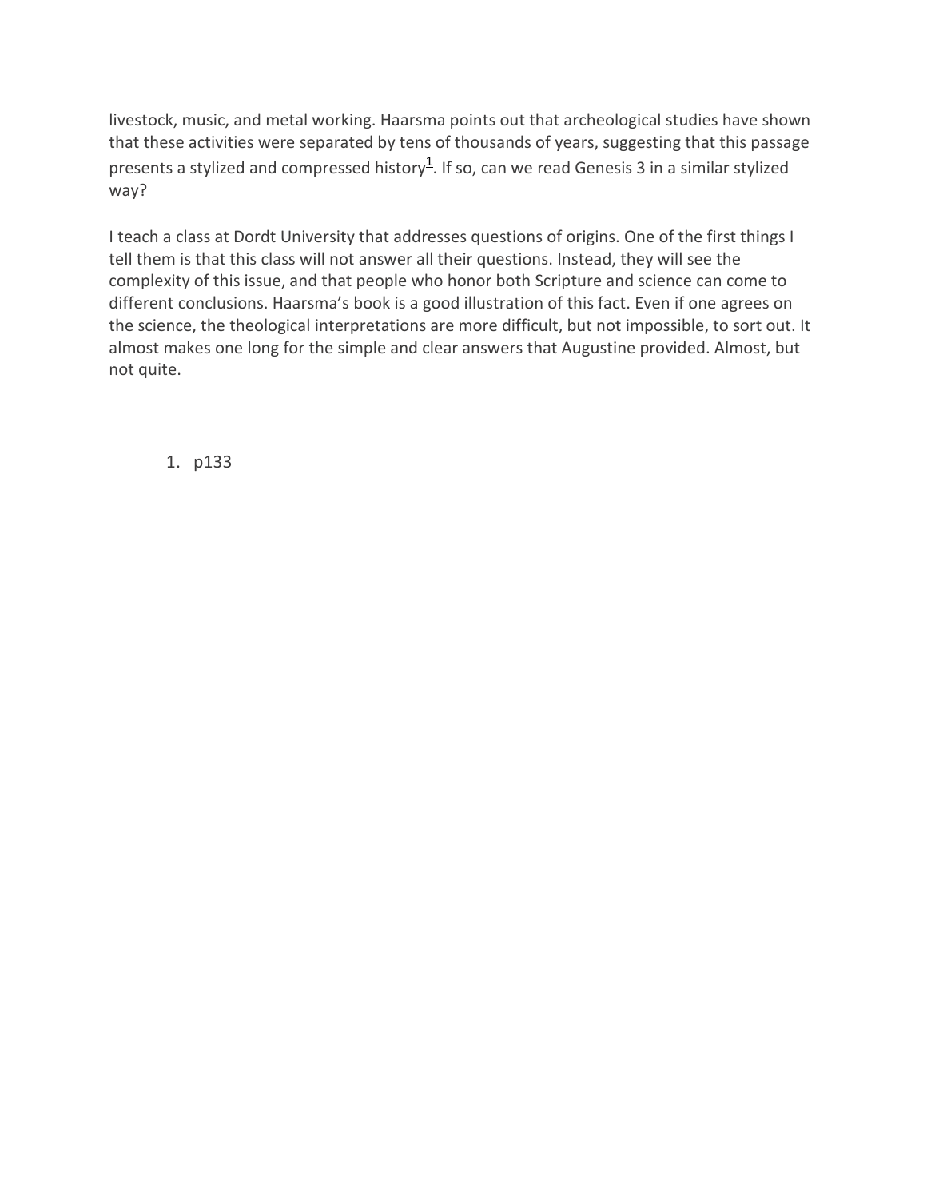livestock, music, and metal working. Haarsma points out that archeological studies have shown that these activities were separated by tens of thousands of years, suggesting that this passage presents a stylized and compressed history[1]. If so, can we read Genesis 3 in a similar stylized way?

I teach a class at Dordt University that addresses questions of origins. One of the first things I tell them is that this class will not answer all their questions. Instead, they will see the complexity of this issue, and that people who honor both Scripture and science can come to different conclusions. Haarsma's book is a good illustration of this fact. Even if one agrees on the science, the theological interpretations are more difficult, but not impossible, to sort out. It almost makes one long for the simple and clear answers that Augustine provided. Almost, but not quite.

1. p133